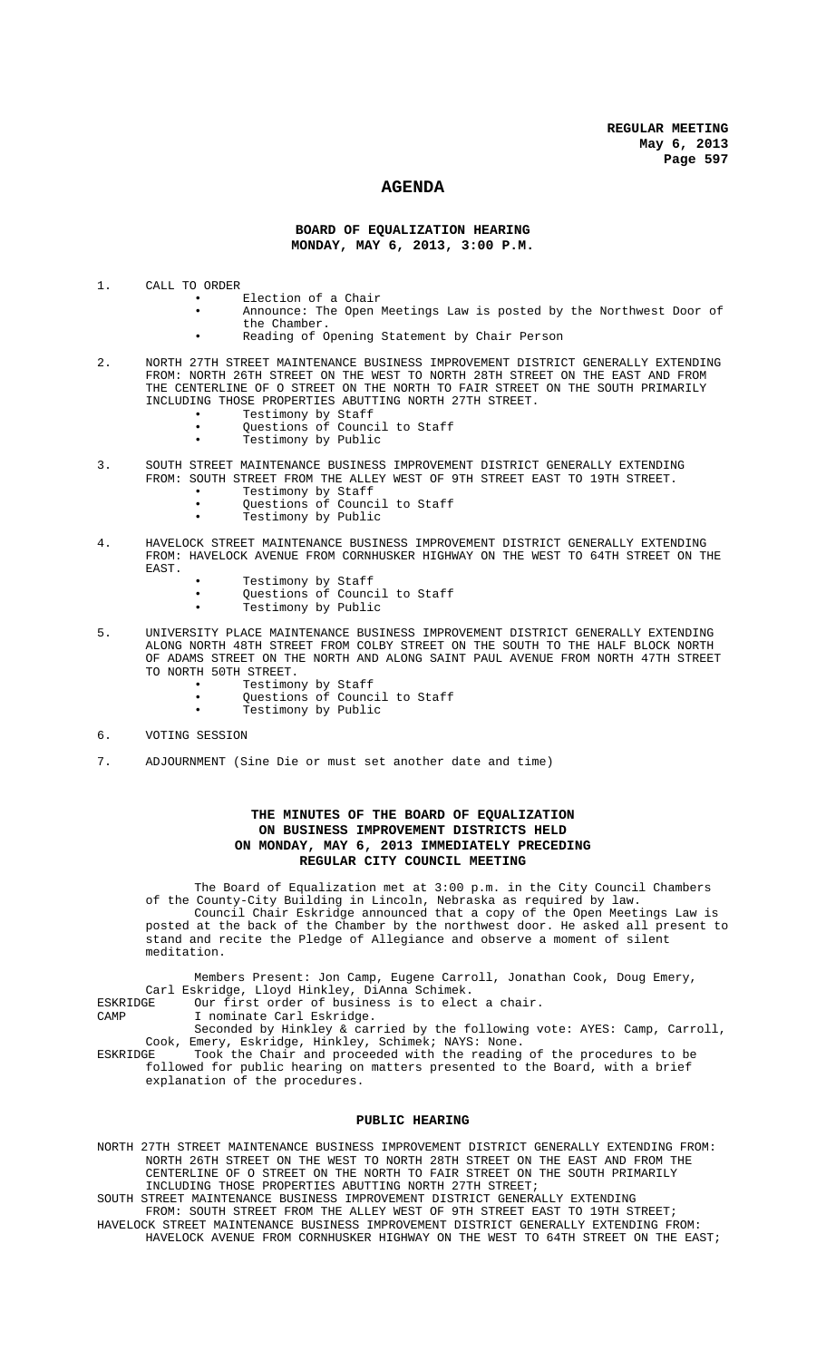## AGENDA

### BOARD OF EQUALIZATION HEARING
### MONDAY, MAY 6, 2013, 3:00 P.M.

1. CALL TO ORDER
   - Election of a Chair
   - Announce: The Open Meetings Law is posted by the Northwest Door of the Chamber.
   - Reading of Opening Statement by Chair Person

2. NORTH 27TH STREET MAINTENANCE BUSINESS IMPROVEMENT DISTRICT GENERALLY EXTENDING FROM: NORTH 26TH STREET ON THE WEST TO NORTH 28TH STREET ON THE EAST AND FROM THE CENTERLINE OF O STREET ON THE NORTH TO FAIR STREET ON THE SOUTH PRIMARILY INCLUDING THOSE PROPERTIES ABUTTING NORTH 27TH STREET.
   - Testimony by Staff
   - Questions of Council to Staff
   - Testimony by Public

3. SOUTH STREET MAINTENANCE BUSINESS IMPROVEMENT DISTRICT GENERALLY EXTENDING FROM: SOUTH STREET FROM THE ALLEY WEST OF 9TH STREET EAST TO 19TH STREET.
   - Testimony by Staff
   - Questions of Council to Staff
   - Testimony by Public

4. HAVELOCK STREET MAINTENANCE BUSINESS IMPROVEMENT DISTRICT GENERALLY EXTENDING FROM: HAVELOCK AVENUE FROM CORNHUSKER HIGHWAY ON THE WEST TO 64TH STREET ON THE EAST.
   - Testimony by Staff
   - Questions of Council to Staff
   - Testimony by Public

5. UNIVERSITY PLACE MAINTENANCE BUSINESS IMPROVEMENT DISTRICT GENERALLY EXTENDING ALONG NORTH 48TH STREET FROM COLBY STREET ON THE SOUTH TO THE HALF BLOCK NORTH OF ADAMS STREET ON THE NORTH AND ALONG SAINT PAUL AVENUE FROM NORTH 47TH STREET TO NORTH 50TH STREET.
   - Testimony by Staff
   - Questions of Council to Staff
   - Testimony by Public

6. VOTING SESSION

7. ADJOURNMENT (Sine Die or must set another date and time)

### THE MINUTES OF THE BOARD OF EQUALIZATION ON BUSINESS IMPROVEMENT DISTRICTS HELD ON MONDAY, MAY 6, 2013 IMMEDIATELY PRECEDING REGULAR CITY COUNCIL MEETING

The Board of Equalization met at 3:00 p.m. in the City Council Chambers of the County-City Building in Lincoln, Nebraska as required by law.

Council Chair Eskridge announced that a copy of the Open Meetings Law is posted at the back of the Chamber by the northwest door. He asked all present to stand and recite the Pledge of Allegiance and observe a moment of silent meditation.

Members Present: Jon Camp, Eugene Carroll, Jonathan Cook, Doug Emery, Carl Eskridge, Lloyd Hinkley, DiAnna Schimek.

ESKRIDGE Our first order of business is to elect a chair.

CAMP I nominate Carl Eskridge.

Seconded by Hinkley & carried by the following vote: AYES: Camp, Carroll, Cook, Emery, Eskridge, Hinkley, Schimek; NAYS: None.

ESKRIDGE Took the Chair and proceeded with the reading of the procedures to be followed for public hearing on matters presented to the Board, with a brief explanation of the procedures.

### PUBLIC HEARING

NORTH 27TH STREET MAINTENANCE BUSINESS IMPROVEMENT DISTRICT GENERALLY EXTENDING FROM: NORTH 26TH STREET ON THE WEST TO NORTH 28TH STREET ON THE EAST AND FROM THE CENTERLINE OF O STREET ON THE NORTH TO FAIR STREET ON THE SOUTH PRIMARILY INCLUDING THOSE PROPERTIES ABUTTING NORTH 27TH STREET;

SOUTH STREET MAINTENANCE BUSINESS IMPROVEMENT DISTRICT GENERALLY EXTENDING FROM: SOUTH STREET FROM THE ALLEY WEST OF 9TH STREET EAST TO 19TH STREET;

HAVELOCK STREET MAINTENANCE BUSINESS IMPROVEMENT DISTRICT GENERALLY EXTENDING FROM: HAVELOCK AVENUE FROM CORNHUSKER HIGHWAY ON THE WEST TO 64TH STREET ON THE EAST;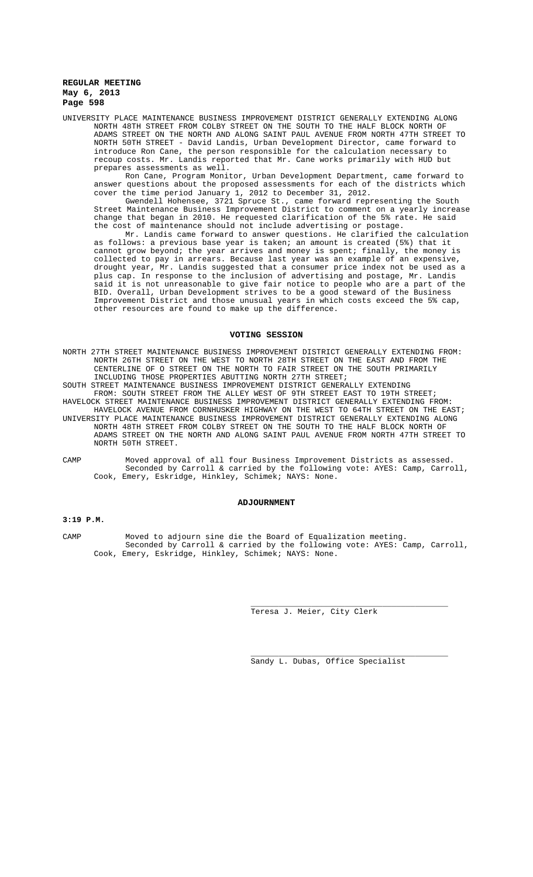UNIVERSITY PLACE MAINTENANCE BUSINESS IMPROVEMENT DISTRICT GENERALLY EXTENDING ALONG NORTH 48TH STREET FROM COLBY STREET ON THE SOUTH TO THE HALF BLOCK NORTH OF ADAMS STREET ON THE NORTH AND ALONG SAINT PAUL AVENUE FROM NORTH 47TH STREET TO NORTH 50TH STREET - David Landis, Urban Development Director, came forward to introduce Ron Cane, the person responsible for the calculation necessary to recoup costs. Mr. Landis reported that Mr. Cane works primarily with HUD but prepares assessments as well.

Ron Cane, Program Monitor, Urban Development Department, came forward to answer questions about the proposed assessments for each of the districts which cover the time period January 1, 2012 to December 31, 2012.

Gwendell Hohensee, 3721 Spruce St., came forward representing the South Street Maintenance Business Improvement District to comment on a yearly increase change that began in 2010. He requested clarification of the 5% rate. He said the cost of maintenance should not include advertising or postage.

Mr. Landis came forward to answer questions. He clarified the calculation as follows: a previous base year is taken; an amount is created (5%) that it cannot grow beyond; the year arrives and money is spent; finally, the money is collected to pay in arrears. Because last year was an example of an expensive, drought year, Mr. Landis suggested that a consumer price index not be used as a plus cap. In response to the inclusion of advertising and postage, Mr. Landis said it is not unreasonable to give fair notice to people who are a part of the BID. Overall, Urban Development strives to be a good steward of the Business Improvement District and those unusual years in which costs exceed the 5% cap, other resources are found to make up the difference.

## VOTING SESSION

NORTH 27TH STREET MAINTENANCE BUSINESS IMPROVEMENT DISTRICT GENERALLY EXTENDING FROM: NORTH 26TH STREET ON THE WEST TO NORTH 28TH STREET ON THE EAST AND FROM THE CENTERLINE OF O STREET ON THE NORTH TO FAIR STREET ON THE SOUTH PRIMARILY INCLUDING THOSE PROPERTIES ABUTTING NORTH 27TH STREET;
SOUTH STREET MAINTENANCE BUSINESS IMPROVEMENT DISTRICT GENERALLY EXTENDING FROM: SOUTH STREET FROM THE ALLEY WEST OF 9TH STREET EAST TO 19TH STREET;
HAVELOCK STREET MAINTENANCE BUSINESS IMPROVEMENT DISTRICT GENERALLY EXTENDING FROM: HAVELOCK AVENUE FROM CORNHUSKER HIGHWAY ON THE WEST TO 64TH STREET ON THE EAST;
UNIVERSITY PLACE MAINTENANCE BUSINESS IMPROVEMENT DISTRICT GENERALLY EXTENDING ALONG NORTH 48TH STREET FROM COLBY STREET ON THE SOUTH TO THE HALF BLOCK NORTH OF ADAMS STREET ON THE NORTH AND ALONG SAINT PAUL AVENUE FROM NORTH 47TH STREET TO NORTH 50TH STREET.

CAMP Moved approval of all four Business Improvement Districts as assessed. Seconded by Carroll & carried by the following vote: AYES: Camp, Carroll, Cook, Emery, Eskridge, Hinkley, Schimek; NAYS: None.

## ADJOURNMENT

**3:19 P.M.**

CAMP Moved to adjourn sine die the Board of Equalization meeting. Seconded by Carroll & carried by the following vote: AYES: Camp, Carroll, Cook, Emery, Eskridge, Hinkley, Schimek; NAYS: None.

Teresa J. Meier, City Clerk

Sandy L. Dubas, Office Specialist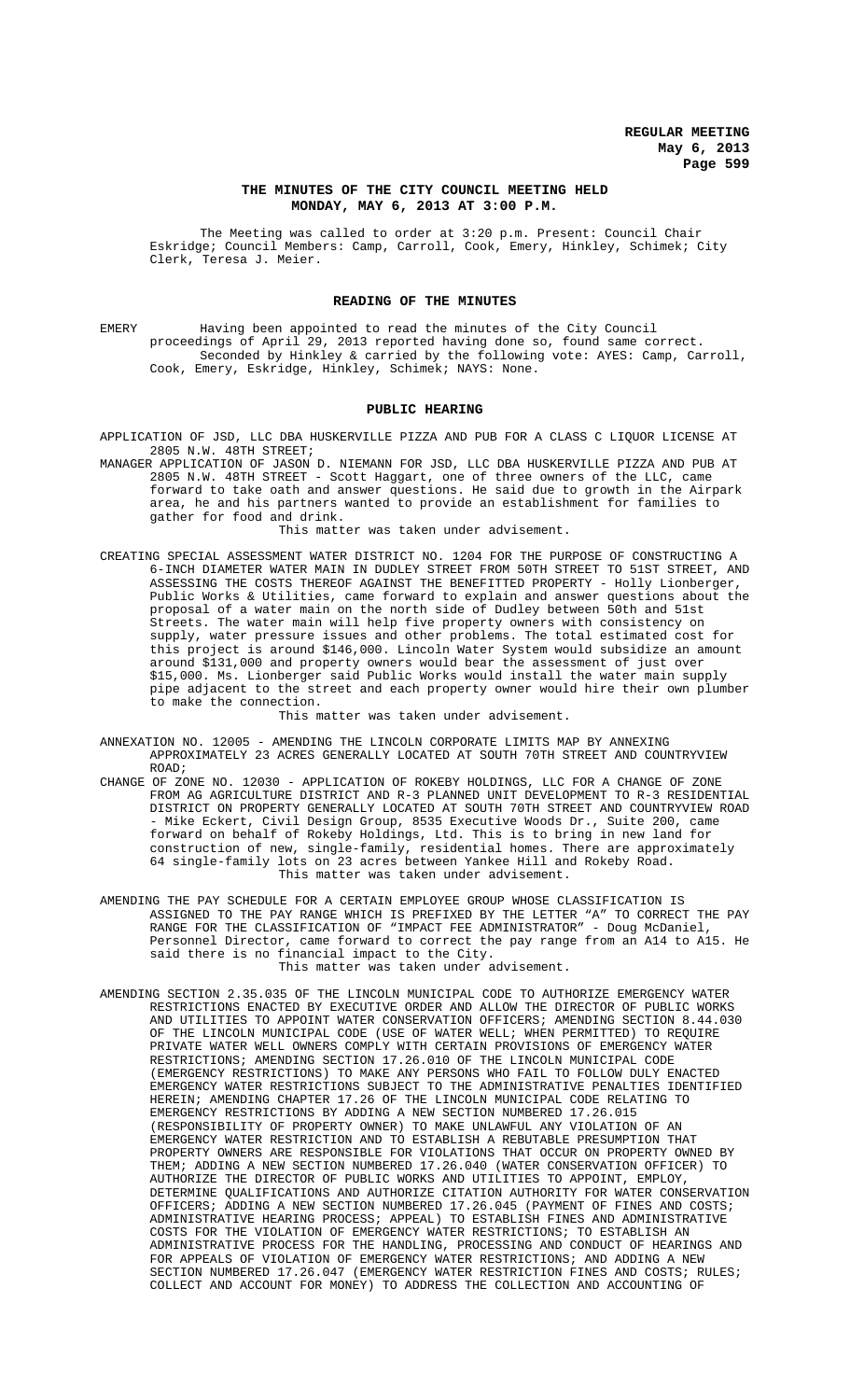## THE MINUTES OF THE CITY COUNCIL MEETING HELD MONDAY, MAY 6, 2013 AT 3:00 P.M.

The Meeting was called to order at 3:20 p.m. Present: Council Chair Eskridge; Council Members: Camp, Carroll, Cook, Emery, Hinkley, Schimek; City Clerk, Teresa J. Meier.

## READING OF THE MINUTES

EMERY Having been appointed to read the minutes of the City Council proceedings of April 29, 2013 reported having done so, found same correct. Seconded by Hinkley & carried by the following vote: AYES: Camp, Carroll, Cook, Emery, Eskridge, Hinkley, Schimek; NAYS: None.

## PUBLIC HEARING

APPLICATION OF JSD, LLC DBA HUSKERVILLE PIZZA AND PUB FOR A CLASS C LIQUOR LICENSE AT 2805 N.W. 48TH STREET;

MANAGER APPLICATION OF JASON D. NIEMANN FOR JSD, LLC DBA HUSKERVILLE PIZZA AND PUB AT 2805 N.W. 48TH STREET - Scott Haggart, one of three owners of the LLC, came forward to take oath and answer questions. He said due to growth in the Airpark area, he and his partners wanted to provide an establishment for families to gather for food and drink.

This matter was taken under advisement.

CREATING SPECIAL ASSESSMENT WATER DISTRICT NO. 1204 FOR THE PURPOSE OF CONSTRUCTING A 6-INCH DIAMETER WATER MAIN IN DUDLEY STREET FROM 50TH STREET TO 51ST STREET, AND ASSESSING THE COSTS THEREOF AGAINST THE BENEFITTED PROPERTY - Holly Lionberger, Public Works & Utilities, came forward to explain and answer questions about the proposal of a water main on the north side of Dudley between 50th and 51st Streets. The water main will help five property owners with consistency on supply, water pressure issues and other problems. The total estimated cost for this project is around $146,000. Lincoln Water System would subsidize an amount around $131,000 and property owners would bear the assessment of just over $15,000. Ms. Lionberger said Public Works would install the water main supply pipe adjacent to the street and each property owner would hire their own plumber to make the connection.

This matter was taken under advisement.

ANNEXATION NO. 12005 - AMENDING THE LINCOLN CORPORATE LIMITS MAP BY ANNEXING APPROXIMATELY 23 ACRES GENERALLY LOCATED AT SOUTH 70TH STREET AND COUNTRYVIEW ROAD;

CHANGE OF ZONE NO. 12030 - APPLICATION OF ROKEBY HOLDINGS, LLC FOR A CHANGE OF ZONE FROM AG AGRICULTURE DISTRICT AND R-3 PLANNED UNIT DEVELOPMENT TO R-3 RESIDENTIAL DISTRICT ON PROPERTY GENERALLY LOCATED AT SOUTH 70TH STREET AND COUNTRYVIEW ROAD - Mike Eckert, Civil Design Group, 8535 Executive Woods Dr., Suite 200, came forward on behalf of Rokeby Holdings, Ltd. This is to bring in new land for construction of new, single-family, residential homes. There are approximately 64 single-family lots on 23 acres between Yankee Hill and Rokeby Road.

This matter was taken under advisement.

AMENDING THE PAY SCHEDULE FOR A CERTAIN EMPLOYEE GROUP WHOSE CLASSIFICATION IS ASSIGNED TO THE PAY RANGE WHICH IS PREFIXED BY THE LETTER "A" TO CORRECT THE PAY RANGE FOR THE CLASSIFICATION OF "IMPACT FEE ADMINISTRATOR" - Doug McDaniel, Personnel Director, came forward to correct the pay range from an A14 to A15. He said there is no financial impact to the City.

This matter was taken under advisement.

AMENDING SECTION 2.35.035 OF THE LINCOLN MUNICIPAL CODE TO AUTHORIZE EMERGENCY WATER RESTRICTIONS ENACTED BY EXECUTIVE ORDER AND ALLOW THE DIRECTOR OF PUBLIC WORKS AND UTILITIES TO APPOINT WATER CONSERVATION OFFICERS; AMENDING SECTION 8.44.030 OF THE LINCOLN MUNICIPAL CODE (USE OF WATER WELL; WHEN PERMITTED) TO REQUIRE PRIVATE WATER WELL OWNERS COMPLY WITH CERTAIN PROVISIONS OF EMERGENCY WATER RESTRICTIONS; AMENDING SECTION 17.26.010 OF THE LINCOLN MUNICIPAL CODE (EMERGENCY RESTRICTIONS) TO MAKE ANY PERSONS WHO FAIL TO FOLLOW DULY ENACTED EMERGENCY WATER RESTRICTIONS SUBJECT TO THE ADMINISTRATIVE PENALTIES IDENTIFIED HEREIN; AMENDING CHAPTER 17.26 OF THE LINCOLN MUNICIPAL CODE RELATING TO EMERGENCY RESTRICTIONS BY ADDING A NEW SECTION NUMBERED 17.26.015 (RESPONSIBILITY OF PROPERTY OWNER) TO MAKE UNLAWFUL ANY VIOLATION OF AN EMERGENCY WATER RESTRICTION AND TO ESTABLISH A REBUTABLE PRESUMPTION THAT PROPERTY OWNERS ARE RESPONSIBLE FOR VIOLATIONS THAT OCCUR ON PROPERTY OWNED BY THEM; ADDING A NEW SECTION NUMBERED 17.26.040 (WATER CONSERVATION OFFICER) TO AUTHORIZE THE DIRECTOR OF PUBLIC WORKS AND UTILITIES TO APPOINT, EMPLOY, DETERMINE QUALIFICATIONS AND AUTHORIZE CITATION AUTHORITY FOR WATER CONSERVATION OFFICERS; ADDING A NEW SECTION NUMBERED 17.26.045 (PAYMENT OF FINES AND COSTS; ADMINISTRATIVE HEARING PROCESS; APPEAL) TO ESTABLISH FINES AND ADMINISTRATIVE COSTS FOR THE VIOLATION OF EMERGENCY WATER RESTRICTIONS; TO ESTABLISH AN ADMINISTRATIVE PROCESS FOR THE HANDLING, PROCESSING AND CONDUCT OF HEARINGS AND FOR APPEALS OF VIOLATION OF EMERGENCY WATER RESTRICTIONS; AND ADDING A NEW SECTION NUMBERED 17.26.047 (EMERGENCY WATER RESTRICTION FINES AND COSTS; RULES; COLLECT AND ACCOUNT FOR MONEY) TO ADDRESS THE COLLECTION AND ACCOUNTING OF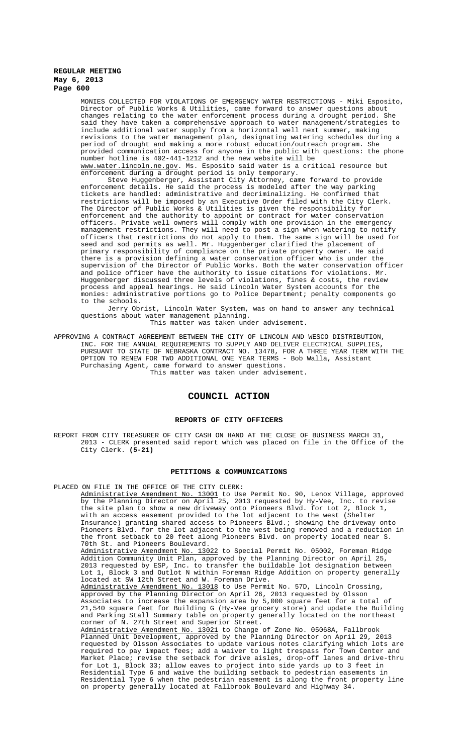MONIES COLLECTED FOR VIOLATIONS OF EMERGENCY WATER RESTRICTIONS - Miki Esposito, Director of Public Works & Utilities, came forward to answer questions about changes relating to the water enforcement process during a drought period. She said they have taken a comprehensive approach to water management/strategies to include additional water supply from a horizontal well next summer, making revisions to the water management plan, designating watering schedules during a period of drought and making a more robust education/outreach program. She provided communication access for anyone in the public with questions: the phone number hotline is 402-441-1212 and the new website will be www.water.lincoln.ne.gov. Ms. Esposito said water is a critical resource but enforcement during a drought period is only temporary.

Steve Huggenberger, Assistant City Attorney, came forward to provide enforcement details. He said the process is modeled after the way parking tickets are handled: administrative and decriminalizing. He confirmed that restrictions will be imposed by an Executive Order filed with the City Clerk. The Director of Public Works & Utilities is given the responsibility for enforcement and the authority to appoint or contract for water conservation officers. Private well owners will comply with one provision in the emergency management restrictions. They will need to post a sign when watering to notify officers that restrictions do not apply to them. The same sign will be used for seed and sod permits as well. Mr. Huggenberger clarified the placement of primary responsibility of compliance on the private property owner. He said there is a provision defining a water conservation officer who is under the supervision of the Director of Public Works. Both the water conservation officer and police officer have the authority to issue citations for violations. Mr. Huggenberger discussed three levels of violations, fines & costs, the review process and appeal hearings. He said Lincoln Water System accounts for the monies: administrative portions go to Police Department; penalty components go to the schools.

Jerry Obrist, Lincoln Water System, was on hand to answer any technical questions about water management planning.

This matter was taken under advisement.

APPROVING A CONTRACT AGREEMENT BETWEEN THE CITY OF LINCOLN AND WESCO DISTRIBUTION, INC. FOR THE ANNUAL REQUIREMENTS TO SUPPLY AND DELIVER ELECTRICAL SUPPLIES, PURSUANT TO STATE OF NEBRASKA CONTRACT NO. 13478, FOR A THREE YEAR TERM WITH THE OPTION TO RENEW FOR TWO ADDITIONAL ONE YEAR TERMS - Bob Walla, Assistant Purchasing Agent, came forward to answer questions.

This matter was taken under advisement.

## COUNCIL ACTION

### REPORTS OF CITY OFFICERS

REPORT FROM CITY TREASURER OF CITY CASH ON HAND AT THE CLOSE OF BUSINESS MARCH 31, 2013 - CLERK presented said report which was placed on file in the Office of the City Clerk. **(5-21)**

### PETITIONS & COMMUNICATIONS

PLACED ON FILE IN THE OFFICE OF THE CITY CLERK:

Administrative Amendment No. 13001 to Use Permit No. 90, Lenox Village, approved by the Planning Director on April 25, 2013 requested by Hy-Vee, Inc. to revise the site plan to show a new driveway onto Pioneers Blvd. for Lot 2, Block 1, with an access easement provided to the lot adjacent to the west (Shelter Insurance) granting shared access to Pioneers Blvd.; showing the driveway onto Pioneers Blvd. for the lot adjacent to the west being removed and a reduction in the front setback to 20 feet along Pioneers Blvd. on property located near S. 70th St. and Pioneers Boulevard.

Administrative Amendment No. 13022 to Special Permit No. 05002, Foreman Ridge Addition Community Unit Plan, approved by the Planning Director on April 25, 2013 requested by ESP, Inc. to transfer the buildable lot designation between Lot 1, Block 3 and Outlot N within Foreman Ridge Addition on property generally located at SW 12th Street and W. Foreman Drive.

Administrative Amendment No. 13018 to Use Permit No. 57D, Lincoln Crossing, approved by the Planning Director on April 26, 2013 requested by Olsson Associates to increase the expansion area by 5,000 square feet for a total of 21,540 square feet for Building G (Hy-Vee grocery store) and update the Building and Parking Stall Summary table on property generally located on the northeast corner of N. 27th Street and Superior Street.

Administrative Amendment No. 13021 to Change of Zone No. 05068A, Fallbrook Planned Unit Development, approved by the Planning Director on April 29, 2013 requested by Olsson Associates to update various notes clarifying which lots are required to pay impact fees; add a waiver to light trespass for Town Center and Market Place; revise the setback for drive aisles, drop-off lanes and drive-thru for Lot 1, Block 33; allow eaves to project into side yards up to 3 feet in Residential Type 6 and waive the building setback to pedestrian easements in Residential Type 6 when the pedestrian easement is along the front property line on property generally located at Fallbrook Boulevard and Highway 34.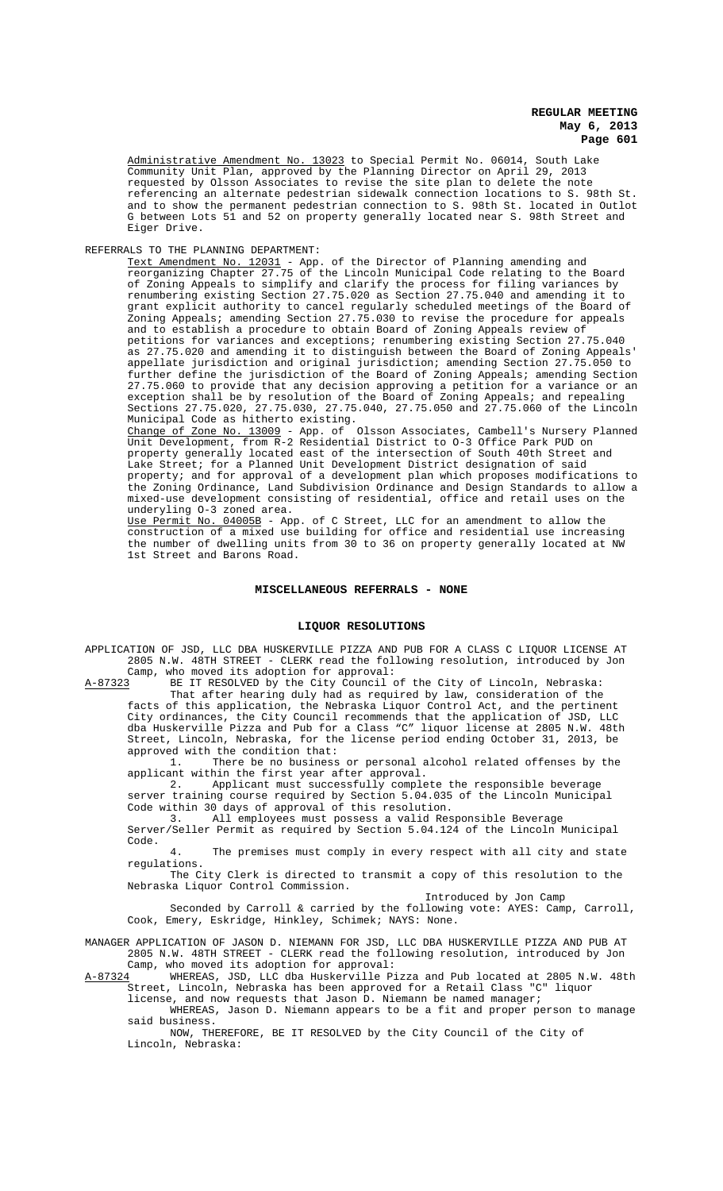Administrative Amendment No. 13023 to Special Permit No. 06014, South Lake Community Unit Plan, approved by the Planning Director on April 29, 2013 requested by Olsson Associates to revise the site plan to delete the note referencing an alternate pedestrian sidewalk connection locations to S. 98th St. and to show the permanent pedestrian connection to S. 98th St. located in Outlot G between Lots 51 and 52 on property generally located near S. 98th Street and Eiger Drive.

REFERRALS TO THE PLANNING DEPARTMENT:

Text Amendment No. 12031 - App. of the Director of Planning amending and reorganizing Chapter 27.75 of the Lincoln Municipal Code relating to the Board of Zoning Appeals to simplify and clarify the process for filing variances by renumbering existing Section 27.75.020 as Section 27.75.040 and amending it to grant explicit authority to cancel regularly scheduled meetings of the Board of Zoning Appeals; amending Section 27.75.030 to revise the procedure for appeals and to establish a procedure to obtain Board of Zoning Appeals review of petitions for variances and exceptions; renumbering existing Section 27.75.040 as 27.75.020 and amending it to distinguish between the Board of Zoning Appeals' appellate jurisdiction and original jurisdiction; amending Section 27.75.050 to further define the jurisdiction of the Board of Zoning Appeals; amending Section 27.75.060 to provide that any decision approving a petition for a variance or an exception shall be by resolution of the Board of Zoning Appeals; and repealing Sections 27.75.020, 27.75.030, 27.75.040, 27.75.050 and 27.75.060 of the Lincoln Municipal Code as hitherto existing.

Change of Zone No. 13009 - App. of Olsson Associates, Cambell's Nursery Planned Unit Development, from R-2 Residential District to O-3 Office Park PUD on property generally located east of the intersection of South 40th Street and Lake Street; for a Planned Unit Development District designation of said property; and for approval of a development plan which proposes modifications to the Zoning Ordinance, Land Subdivision Ordinance and Design Standards to allow a mixed-use development consisting of residential, office and retail uses on the underlying O-3 zoned area.

Use Permit No. 04005B - App. of C Street, LLC for an amendment to allow the construction of a mixed use building for office and residential use increasing the number of dwelling units from 30 to 36 on property generally located at NW 1st Street and Barons Road.

## MISCELLANEOUS REFERRALS - NONE

## LIQUOR RESOLUTIONS

APPLICATION OF JSD, LLC DBA HUSKERVILLE PIZZA AND PUB FOR A CLASS C LIQUOR LICENSE AT 2805 N.W. 48TH STREET - CLERK read the following resolution, introduced by Jon Camp, who moved its adoption for approval:

A-87323 BE IT RESOLVED by the City Council of the City of Lincoln, Nebraska:

That after hearing duly had as required by law, consideration of the facts of this application, the Nebraska Liquor Control Act, and the pertinent City ordinances, the City Council recommends that the application of JSD, LLC dba Huskerville Pizza and Pub for a Class "C" liquor license at 2805 N.W. 48th Street, Lincoln, Nebraska, for the license period ending October 31, 2013, be approved with the condition that:

1. There be no business or personal alcohol related offenses by the applicant within the first year after approval.
2. Applicant must successfully complete the responsible beverage server training course required by Section 5.04.035 of the Lincoln Municipal Code within 30 days of approval of this resolution.
3. All employees must possess a valid Responsible Beverage Server/Seller Permit as required by Section 5.04.124 of the Lincoln Municipal Code.
4. The premises must comply in every respect with all city and state regulations.

The City Clerk is directed to transmit a copy of this resolution to the Nebraska Liquor Control Commission.

Introduced by Jon Camp

Seconded by Carroll & carried by the following vote: AYES: Camp, Carroll, Cook, Emery, Eskridge, Hinkley, Schimek; NAYS: None.

MANAGER APPLICATION OF JASON D. NIEMANN FOR JSD, LLC DBA HUSKERVILLE PIZZA AND PUB AT 2805 N.W. 48TH STREET - CLERK read the following resolution, introduced by Jon Camp, who moved its adoption for approval:

A-87324 WHEREAS, JSD, LLC dba Huskerville Pizza and Pub located at 2805 N.W. 48th Street, Lincoln, Nebraska has been approved for a Retail Class "C" liquor license, and now requests that Jason D. Niemann be named manager;

WHEREAS, Jason D. Niemann appears to be a fit and proper person to manage said business.

NOW, THEREFORE, BE IT RESOLVED by the City Council of the City of Lincoln, Nebraska: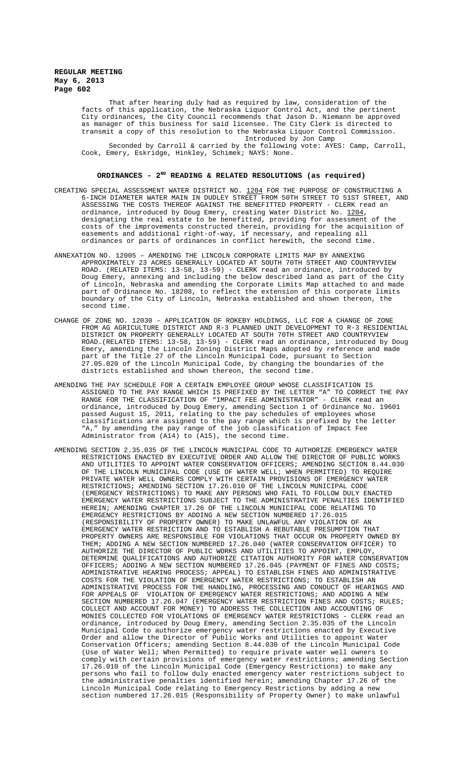That after hearing duly had as required by law, consideration of the facts of this application, the Nebraska Liquor Control Act, and the pertinent City ordinances, the City Council recommends that Jason D. Niemann be approved as manager of this business for said licensee. The City Clerk is directed to transmit a copy of this resolution to the Nebraska Liquor Control Commission.

Introduced by Jon Camp

Seconded by Carroll & carried by the following vote: AYES: Camp, Carroll, Cook, Emery, Eskridge, Hinkley, Schimek; NAYS: None.

## ORDINANCES - 2ND READING & RELATED RESOLUTIONS (as required)

CREATING SPECIAL ASSESSMENT WATER DISTRICT NO. 1204 FOR THE PURPOSE OF CONSTRUCTING A 6-INCH DIAMETER WATER MAIN IN DUDLEY STREET FROM 50TH STREET TO 51ST STREET, AND ASSESSING THE COSTS THEREOF AGAINST THE BENEFITTED PROPERTY - CLERK read an ordinance, introduced by Doug Emery, creating Water District No. 1204, designating the real estate to be benefitted, providing for assessment of the costs of the improvements constructed therein, providing for the acquisition of easements and additional right-of-way, if necessary, and repealing all ordinances or parts of ordinances in conflict herewith, the second time.

ANNEXATION NO. 12005 – AMENDING THE LINCOLN CORPORATE LIMITS MAP BY ANNEXING APPROXIMATELY 23 ACRES GENERALLY LOCATED AT SOUTH 70TH STREET AND COUNTRYVIEW ROAD. (RELATED ITEMS: 13-58, 13-59) - CLERK read an ordinance, introduced by Doug Emery, annexing and including the below described land as part of the City of Lincoln, Nebraska and amending the Corporate Limits Map attached to and made part of Ordinance No. 18208, to reflect the extension of this corporate limits boundary of the City of Lincoln, Nebraska established and shown thereon, the second time.

CHANGE OF ZONE NO. 12030 – APPLICATION OF ROKEBY HOLDINGS, LLC FOR A CHANGE OF ZONE FROM AG AGRICULTURE DISTRICT AND R-3 PLANNED UNIT DEVELOPMENT TO R-3 RESIDENTIAL DISTRICT ON PROPERTY GENERALLY LOCATED AT SOUTH 70TH STREET AND COUNTRYVIEW ROAD.(RELATED ITEMS: 13-58, 13-59) - CLERK read an ordinance, introduced by Doug Emery, amending the Lincoln Zoning District Maps adopted by reference and made part of the Title 27 of the Lincoln Municipal Code, pursuant to Section 27.05.020 of the Lincoln Municipal Code, by changing the boundaries of the districts established and shown thereon, the second time.

AMENDING THE PAY SCHEDULE FOR A CERTAIN EMPLOYEE GROUP WHOSE CLASSIFICATION IS ASSIGNED TO THE PAY RANGE WHICH IS PREFIXED BY THE LETTER "A" TO CORRECT THE PAY RANGE FOR THE CLASSIFICATION OF "IMPACT FEE ADMINISTRATOR" - CLERK read an ordinance, introduced by Doug Emery, amending Section 1 of Ordinance No. 19601 passed August 15, 2011, relating to the pay schedules of employees whose classifications are assigned to the pay range which is prefixed by the letter "A," by amending the pay range of the job classification of Impact Fee Administrator from (A14) to (A15), the second time.

AMENDING SECTION 2.35.035 OF THE LINCOLN MUNICIPAL CODE TO AUTHORIZE EMERGENCY WATER RESTRICTIONS ENACTED BY EXECUTIVE ORDER AND ALLOW THE DIRECTOR OF PUBLIC WORKS AND UTILITIES TO APPOINT WATER CONSERVATION OFFICERS; AMENDING SECTION 8.44.030 OF THE LINCOLN MUNICIPAL CODE (USE OF WATER WELL; WHEN PERMITTED) TO REQUIRE PRIVATE WATER WELL OWNERS COMPLY WITH CERTAIN PROVISIONS OF EMERGENCY WATER RESTRICTIONS; AMENDING SECTION 17.26.010 OF THE LINCOLN MUNICIPAL CODE (EMERGENCY RESTRICTIONS) TO MAKE ANY PERSONS WHO FAIL TO FOLLOW DULY ENACTED EMERGENCY WATER RESTRICTIONS SUBJECT TO THE ADMINISTRATIVE PENALTIES IDENTIFIED HEREIN; AMENDING CHAPTER 17.26 OF THE LINCOLN MUNICIPAL CODE RELATING TO EMERGENCY RESTRICTIONS BY ADDING A NEW SECTION NUMBERED 17.26.015 (RESPONSIBILITY OF PROPERTY OWNER) TO MAKE UNLAWFUL ANY VIOLATION OF AN EMERGENCY WATER RESTRICTION AND TO ESTABLISH A REBUTABLE PRESUMPTION THAT PROPERTY OWNERS ARE RESPONSIBLE FOR VIOLATIONS THAT OCCUR ON PROPERTY OWNED BY THEM; ADDING A NEW SECTION NUMBERED 17.26.040 (WATER CONSERVATION OFFICER) TO AUTHORIZE THE DIRECTOR OF PUBLIC WORKS AND UTILITIES TO APPOINT, EMPLOY, DETERMINE QUALIFICATIONS AND AUTHORIZE CITATION AUTHORITY FOR WATER CONSERVATION OFFICERS; ADDING A NEW SECTION NUMBERED 17.26.045 (PAYMENT OF FINES AND COSTS; ADMINISTRATIVE HEARING PROCESS; APPEAL) TO ESTABLISH FINES AND ADMINISTRATIVE COSTS FOR THE VIOLATION OF EMERGENCY WATER RESTRICTIONS; TO ESTABLISH AN ADMINISTRATIVE PROCESS FOR THE HANDLING, PROCESSING AND CONDUCT OF HEARINGS AND FOR APPEALS OF VIOLATION OF EMERGENCY WATER RESTRICTIONS; AND ADDING A NEW SECTION NUMBERED 17.26.047 (EMERGENCY WATER RESTRICTION FINES AND COSTS; RULES; COLLECT AND ACCOUNT FOR MONEY) TO ADDRESS THE COLLECTION AND ACCOUNTING OF MONIES COLLECTED FOR VIOLATIONS OF EMERGENCY WATER RESTRICTIONS - CLERK read an ordinance, introduced by Doug Emery, amending Section 2.35.035 of the Lincoln Municipal Code to authorize emergency water restrictions enacted by Executive Order and allow the Director of Public Works and Utilities to appoint Water Conservation Officers; amending Section 8.44.030 of the Lincoln Municipal Code (Use of Water Well; When Permitted) to require private water well owners to comply with certain provisions of emergency water restrictions; amending Section 17.26.010 of the Lincoln Municipal Code (Emergency Restrictions) to make any persons who fail to follow duly enacted emergency water restrictions subject to the administrative penalties identified herein; amending Chapter 17.26 of the Lincoln Municipal Code relating to Emergency Restrictions by adding a new section numbered 17.26.015 (Responsibility of Property Owner) to make unlawful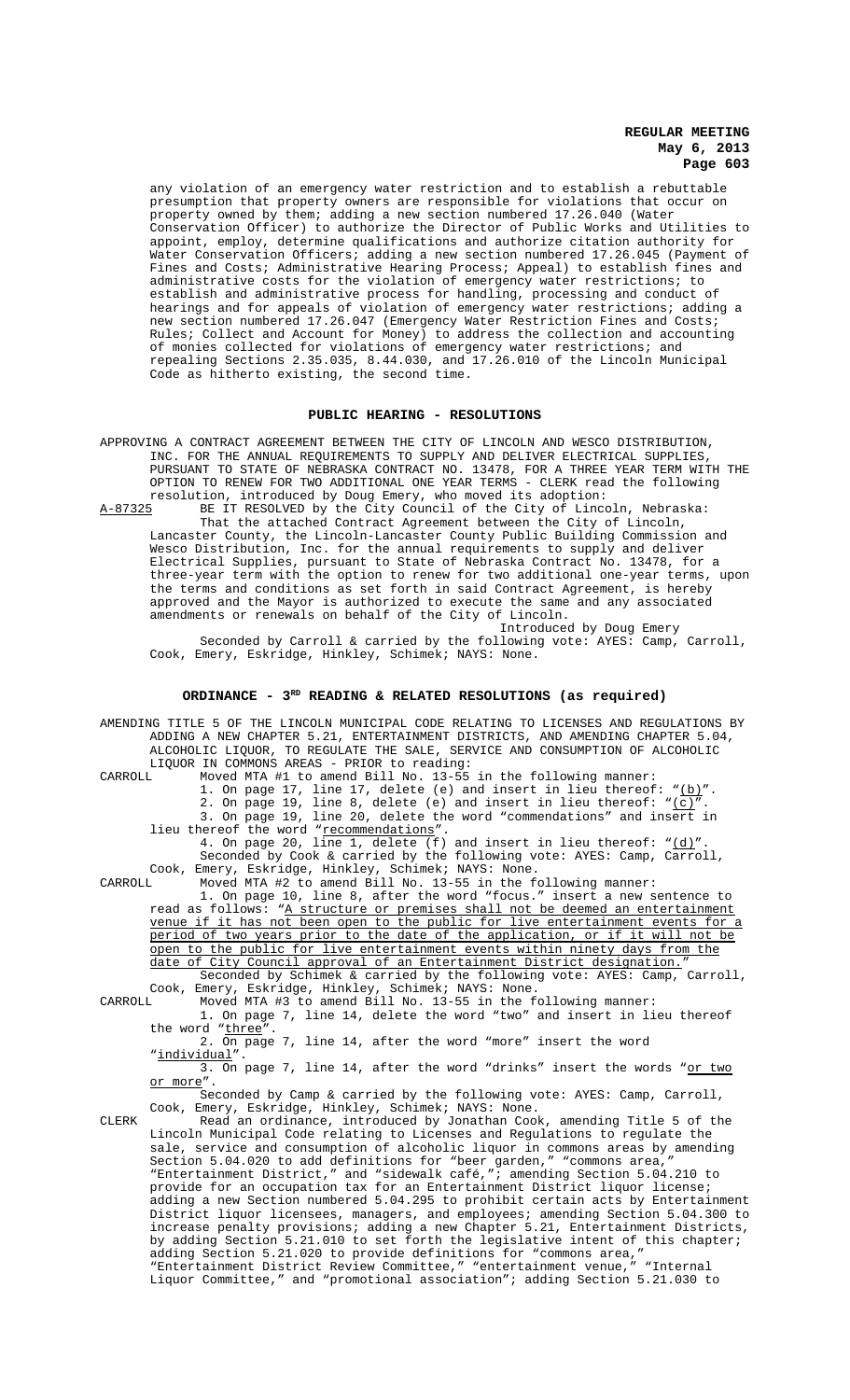any violation of an emergency water restriction and to establish a rebuttable presumption that property owners are responsible for violations that occur on property owned by them; adding a new section numbered 17.26.040 (Water Conservation Officer) to authorize the Director of Public Works and Utilities to appoint, employ, determine qualifications and authorize citation authority for Water Conservation Officers; adding a new section numbered 17.26.045 (Payment of Fines and Costs; Administrative Hearing Process; Appeal) to establish fines and administrative costs for the violation of emergency water restrictions; to establish and administrative process for handling, processing and conduct of hearings and for appeals of violation of emergency water restrictions; adding a new section numbered 17.26.047 (Emergency Water Restriction Fines and Costs; Rules; Collect and Account for Money) to address the collection and accounting of monies collected for violations of emergency water restrictions; and repealing Sections 2.35.035, 8.44.030, and 17.26.010 of the Lincoln Municipal Code as hitherto existing, the second time.

## PUBLIC HEARING - RESOLUTIONS

APPROVING A CONTRACT AGREEMENT BETWEEN THE CITY OF LINCOLN AND WESCO DISTRIBUTION, INC. FOR THE ANNUAL REQUIREMENTS TO SUPPLY AND DELIVER ELECTRICAL SUPPLIES, PURSUANT TO STATE OF NEBRASKA CONTRACT NO. 13478, FOR A THREE YEAR TERM WITH THE OPTION TO RENEW FOR TWO ADDITIONAL ONE YEAR TERMS - CLERK read the following resolution, introduced by Doug Emery, who moved its adoption:

A-87325 BE IT RESOLVED by the City Council of the City of Lincoln, Nebraska:

That the attached Contract Agreement between the City of Lincoln, Lancaster County, the Lincoln-Lancaster County Public Building Commission and Wesco Distribution, Inc. for the annual requirements to supply and deliver Electrical Supplies, pursuant to State of Nebraska Contract No. 13478, for a three-year term with the option to renew for two additional one-year terms, upon the terms and conditions as set forth in said Contract Agreement, is hereby approved and the Mayor is authorized to execute the same and any associated amendments or renewals on behalf of the City of Lincoln.

Introduced by Doug Emery

Seconded by Carroll & carried by the following vote: AYES: Camp, Carroll, Cook, Emery, Eskridge, Hinkley, Schimek; NAYS: None.

## ORDINANCE - 3RD READING & RELATED RESOLUTIONS (as required)

AMENDING TITLE 5 OF THE LINCOLN MUNICIPAL CODE RELATING TO LICENSES AND REGULATIONS BY ADDING A NEW CHAPTER 5.21, ENTERTAINMENT DISTRICTS, AND AMENDING CHAPTER 5.04, ALCOHOLIC LIQUOR, TO REGULATE THE SALE, SERVICE AND CONSUMPTION OF ALCOHOLIC LIQUOR IN COMMONS AREAS - PRIOR to reading:

CARROLL Moved MTA #1 to amend Bill No. 13-55 in the following manner:

1. On page 17, line 17, delete (e) and insert in lieu thereof: "(b)".
2. On page 19, line 8, delete (e) and insert in lieu thereof: "(c)".
3. On page 19, line 20, delete the word "commendations" and insert in lieu thereof the word "recommendations".
4. On page 20, line 1, delete (f) and insert in lieu thereof: "(d)".

Seconded by Cook & carried by the following vote: AYES: Camp, Carroll, Cook, Emery, Eskridge, Hinkley, Schimek; NAYS: None.

CARROLL Moved MTA #2 to amend Bill No. 13-55 in the following manner:

1. On page 10, line 8, after the word "focus." insert a new sentence to read as follows: "A structure or premises shall not be deemed an entertainment venue if it has not been open to the public for live entertainment events for a period of two years prior to the date of the application, or if it will not be open to the public for live entertainment events within ninety days from the date of City Council approval of an Entertainment District designation."

Seconded by Schimek & carried by the following vote: AYES: Camp, Carroll, Cook, Emery, Eskridge, Hinkley, Schimek; NAYS: None.

CARROLL Moved MTA #3 to amend Bill No. 13-55 in the following manner:

1. On page 7, line 14, delete the word "two" and insert in lieu thereof the word "three".
2. On page 7, line 14, after the word "more" insert the word "individual".
3. On page 7, line 14, after the word "drinks" insert the words "or two or more".

Seconded by Camp & carried by the following vote: AYES: Camp, Carroll, Cook, Emery, Eskridge, Hinkley, Schimek; NAYS: None.

CLERK Read an ordinance, introduced by Jonathan Cook, amending Title 5 of the Lincoln Municipal Code relating to Licenses and Regulations to regulate the sale, service and consumption of alcoholic liquor in commons areas by amending Section 5.04.020 to add definitions for "beer garden," "commons area," "Entertainment District," and "sidewalk café,"; amending Section 5.04.210 to provide for an occupation tax for an Entertainment District liquor license; adding a new Section numbered 5.04.295 to prohibit certain acts by Entertainment District liquor licensees, managers, and employees; amending Section 5.04.300 to increase penalty provisions; adding a new Chapter 5.21, Entertainment Districts, by adding Section 5.21.010 to set forth the legislative intent of this chapter; adding Section 5.21.020 to provide definitions for "commons area," "Entertainment District Review Committee," "entertainment venue," "Internal Liquor Committee," and "promotional association"; adding Section 5.21.030 to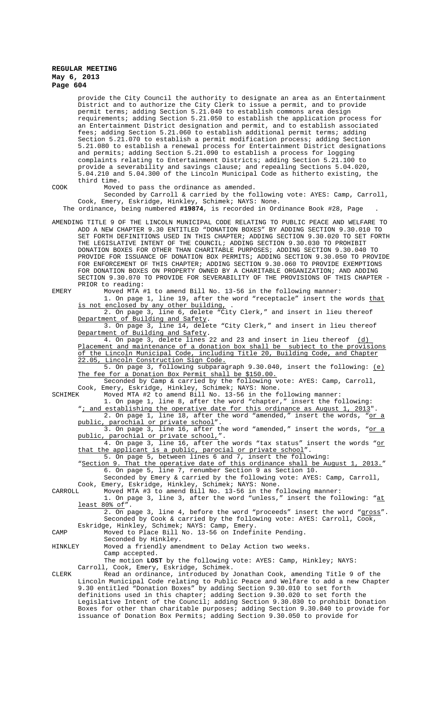provide the City Council the authority to designate an area as an Entertainment District and to authorize the City Clerk to issue a permit, and to provide permit terms; adding Section 5.21.040 to establish commons area design requirements; adding Section 5.21.050 to establish the application process for an Entertainment District designation and permit, and to establish associated fees; adding Section 5.21.060 to establish additional permit terms; adding Section 5.21.070 to establish a permit modification process; adding Section 5.21.080 to establish a renewal process for Entertainment District designations and permits; adding Section 5.21.090 to establish a process for logging complaints relating to Entertainment Districts; adding Section 5.21.100 to provide a severability and savings clause; and repealing Sections 5.04.020, 5.04.210 and 5.04.300 of the Lincoln Municipal Code as hitherto existing, the third time.

COOK Moved to pass the ordinance as amended.

Seconded by Carroll & carried by the following vote: AYES: Camp, Carroll, Cook, Emery, Eskridge, Hinkley, Schimek; NAYS: None.

The ordinance, being numbered **#19874**, is recorded in Ordinance Book #28, Page .

AMENDING TITLE 9 OF THE LINCOLN MUNICIPAL CODE RELATING TO PUBLIC PEACE AND WELFARE TO ADD A NEW CHAPTER 9.30 ENTITLED "DONATION BOXES" BY ADDING SECTION 9.30.010 TO SET FORTH DEFINITIONS USED IN THIS CHAPTER; ADDING SECTION 9.30.020 TO SET FORTH THE LEGISLATIVE INTENT OF THE COUNCIL; ADDING SECTION 9.30.030 TO PROHIBIT DONATION BOXES FOR OTHER THAN CHARITABLE PURPOSES; ADDING SECTION 9.30.040 TO PROVIDE FOR ISSUANCE OF DONATION BOX PERMITS; ADDING SECTION 9.30.050 TO PROVIDE FOR ENFORCEMENT OF THIS CHAPTER; ADDING SECTION 9.30.060 TO PROVIDE EXEMPTIONS FOR DONATION BOXES ON PROPERTY OWNED BY A CHARITABLE ORGANIZATION; AND ADDING SECTION 9.30.070 TO PROVIDE FOR SEVERABILITY OF THE PROVISIONS OF THIS CHAPTER - PRIOR to reading:

EMERY Moved MTA #1 to amend Bill No. 13-56 in the following manner:

1. On page 1, line 19, after the word "receptacle" insert the words that is not enclosed by any other building, .

2. On page 3, line 6, delete "City Clerk," and insert in lieu thereof Department of Building and Safety.

3. On page 3, line 14, delete "City Clerk," and insert in lieu thereof Department of Building and Safety.

4. On page 3, delete lines 22 and 23 and insert in lieu thereof (d) Placement and maintenance of a donation box shall be subject to the provisions of the Lincoln Municipal Code, including Title 20, Building Code, and Chapter 22.05, Lincoln Construction Sign Code.

5. On page 3, following subparagraph 9.30.040, insert the following: (e) The fee for a Donation Box Permit shall be $150.00.

Seconded by Camp & carried by the following vote: AYES: Camp, Carroll, Cook, Emery, Eskridge, Hinkley, Schimek; NAYS: None.

SCHIMEK Moved MTA #2 to amend Bill No. 13-56 in the following manner:

1. On page 1, line 8, after the word "chapter," insert the following: "; and establishing the operative date for this ordinance as August 1, 2013".

2. On page 1, line 18, after the word "amended," insert the words, "or a public, parochial or private school".

3. On page 3, line 16, after the word "amended," insert the words, "or a public, parochial or private school,".

4. On page 3, line 16, after the words "tax status" insert the words "or that the applicant is a public, parocial or private school".

5. On page 5, between lines 6 and 7, insert the following: "Section 9. That the operative date of this ordinance shall be August 1, 2013."

6. On page 5, line 7, renumber Section 9 as Section 10.

Seconded by Emery & carried by the following vote: AYES: Camp, Carroll, Cook, Emery, Eskridge, Hinkley, Schimek; NAYS: None.

CARROLL Moved MTA #3 to amend Bill No. 13-56 in the following manner:

1. On page 3, line 3, after the word "unless," insert the following: "at least 80% of".

2. On page 3, line 4, before the word "proceeds" insert the word "gross".

Seconded by Cook & carried by the following vote: AYES: Carroll, Cook, Eskridge, Hinkley, Schimek; NAYS: Camp, Emery.

CAMP Moved to Place Bill No. 13-56 on Indefinite Pending.

Seconded by Hinkley.

HINKLEY Moved a friendly amendment to Delay Action two weeks.

Camp accepted.

The motion **LOST** by the following vote: AYES: Camp, Hinkley; NAYS: Carroll, Cook, Emery, Eskridge, Schimek.

CLERK Read an ordinance, introduced by Jonathan Cook, amending Title 9 of the Lincoln Municipal Code relating to Public Peace and Welfare to add a new Chapter 9.30 entitled "Donation Boxes" by adding Section 9.30.010 to set forth definitions used in this chapter; adding Section 9.30.020 to set forth the Legislative Intent of the Council; adding Section 9.30.030 to prohibit Donation Boxes for other than charitable purposes; adding Section 9.30.040 to provide for issuance of Donation Box Permits; adding Section 9.30.050 to provide for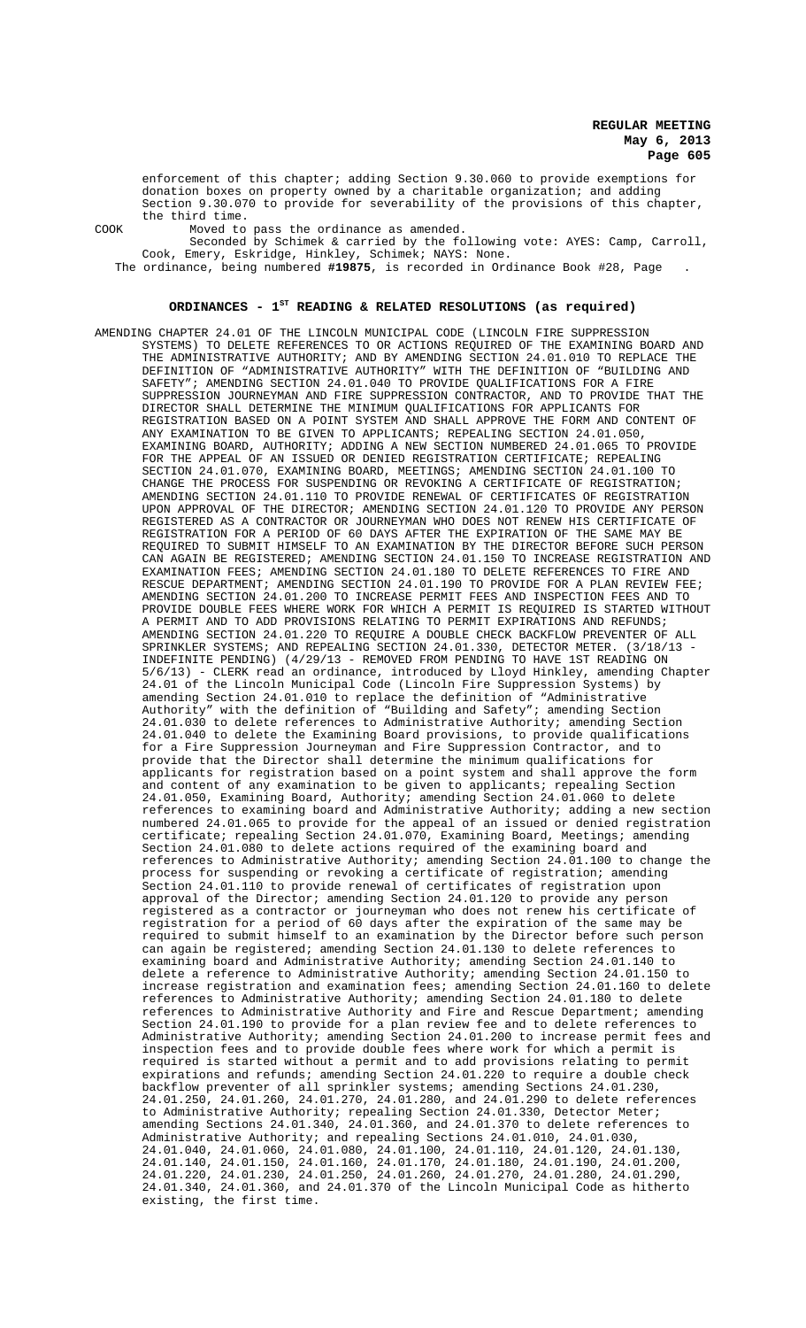enforcement of this chapter; adding Section 9.30.060 to provide exemptions for donation boxes on property owned by a charitable organization; and adding Section 9.30.070 to provide for severability of the provisions of this chapter, the third time.

COOK Moved to pass the ordinance as amended.

Seconded by Schimek & carried by the following vote: AYES: Camp, Carroll, Cook, Emery, Eskridge, Hinkley, Schimek; NAYS: None.

The ordinance, being numbered **#19875**, is recorded in Ordinance Book #28, Page .

## ORDINANCES - 1ST READING & RELATED RESOLUTIONS (as required)

AMENDING CHAPTER 24.01 OF THE LINCOLN MUNICIPAL CODE (LINCOLN FIRE SUPPRESSION SYSTEMS) TO DELETE REFERENCES TO OR ACTIONS REQUIRED OF THE EXAMINING BOARD AND THE ADMINISTRATIVE AUTHORITY; AND BY AMENDING SECTION 24.01.010 TO REPLACE THE DEFINITION OF "ADMINISTRATIVE AUTHORITY" WITH THE DEFINITION OF "BUILDING AND SAFETY"; AMENDING SECTION 24.01.040 TO PROVIDE QUALIFICATIONS FOR A FIRE SUPPRESSION JOURNEYMAN AND FIRE SUPPRESSION CONTRACTOR, AND TO PROVIDE THAT THE DIRECTOR SHALL DETERMINE THE MINIMUM QUALIFICATIONS FOR APPLICANTS FOR REGISTRATION BASED ON A POINT SYSTEM AND SHALL APPROVE THE FORM AND CONTENT OF ANY EXAMINATION TO BE GIVEN TO APPLICANTS; REPEALING SECTION 24.01.050, EXAMINING BOARD, AUTHORITY; ADDING A NEW SECTION NUMBERED 24.01.065 TO PROVIDE FOR THE APPEAL OF AN ISSUED OR DENIED REGISTRATION CERTIFICATE; REPEALING SECTION 24.01.070, EXAMINING BOARD, MEETINGS; AMENDING SECTION 24.01.100 TO CHANGE THE PROCESS FOR SUSPENDING OR REVOKING A CERTIFICATE OF REGISTRATION; AMENDING SECTION 24.01.110 TO PROVIDE RENEWAL OF CERTIFICATES OF REGISTRATION UPON APPROVAL OF THE DIRECTOR; AMENDING SECTION 24.01.120 TO PROVIDE ANY PERSON REGISTERED AS A CONTRACTOR OR JOURNEYMAN WHO DOES NOT RENEW HIS CERTIFICATE OF REGISTRATION FOR A PERIOD OF 60 DAYS AFTER THE EXPIRATION OF THE SAME MAY BE REQUIRED TO SUBMIT HIMSELF TO AN EXAMINATION BY THE DIRECTOR BEFORE SUCH PERSON CAN AGAIN BE REGISTERED; AMENDING SECTION 24.01.150 TO INCREASE REGISTRATION AND EXAMINATION FEES; AMENDING SECTION 24.01.180 TO DELETE REFERENCES TO FIRE AND RESCUE DEPARTMENT; AMENDING SECTION 24.01.190 TO PROVIDE FOR A PLAN REVIEW FEE; AMENDING SECTION 24.01.200 TO INCREASE PERMIT FEES AND INSPECTION FEES AND TO PROVIDE DOUBLE FEES WHERE WORK FOR WHICH A PERMIT IS REQUIRED IS STARTED WITHOUT A PERMIT AND TO ADD PROVISIONS RELATING TO PERMIT EXPIRATIONS AND REFUNDS; AMENDING SECTION 24.01.220 TO REQUIRE A DOUBLE CHECK BACKFLOW PREVENTER OF ALL SPRINKLER SYSTEMS; AND REPEALING SECTION 24.01.330, DETECTOR METER. (3/18/13 - INDEFINITE PENDING) (4/29/13 - REMOVED FROM PENDING TO HAVE 1ST READING ON 5/6/13) - CLERK read an ordinance, introduced by Lloyd Hinkley, amending Chapter 24.01 of the Lincoln Municipal Code (Lincoln Fire Suppression Systems) by amending Section 24.01.010 to replace the definition of "Administrative Authority" with the definition of "Building and Safety"; amending Section 24.01.030 to delete references to Administrative Authority; amending Section 24.01.040 to delete the Examining Board provisions, to provide qualifications for a Fire Suppression Journeyman and Fire Suppression Contractor, and to provide that the Director shall determine the minimum qualifications for applicants for registration based on a point system and shall approve the form and content of any examination to be given to applicants; repealing Section 24.01.050, Examining Board, Authority; amending Section 24.01.060 to delete references to examining board and Administrative Authority; adding a new section numbered 24.01.065 to provide for the appeal of an issued or denied registration certificate; repealing Section 24.01.070, Examining Board, Meetings; amending Section 24.01.080 to delete actions required of the examining board and references to Administrative Authority; amending Section 24.01.100 to change the process for suspending or revoking a certificate of registration; amending Section 24.01.110 to provide renewal of certificates of registration upon approval of the Director; amending Section 24.01.120 to provide any person registered as a contractor or journeyman who does not renew his certificate of registration for a period of 60 days after the expiration of the same may be required to submit himself to an examination by the Director before such person can again be registered; amending Section 24.01.130 to delete references to examining board and Administrative Authority; amending Section 24.01.140 to delete a reference to Administrative Authority; amending Section 24.01.150 to increase registration and examination fees; amending Section 24.01.160 to delete references to Administrative Authority; amending Section 24.01.180 to delete references to Administrative Authority and Fire and Rescue Department; amending Section 24.01.190 to provide for a plan review fee and to delete references to Administrative Authority; amending Section 24.01.200 to increase permit fees and inspection fees and to provide double fees where work for which a permit is required is started without a permit and to add provisions relating to permit expirations and refunds; amending Section 24.01.220 to require a double check backflow preventer of all sprinkler systems; amending Sections 24.01.230, 24.01.250, 24.01.260, 24.01.270, 24.01.280, and 24.01.290 to delete references to Administrative Authority; repealing Section 24.01.330, Detector Meter; amending Sections 24.01.340, 24.01.360, and 24.01.370 to delete references to Administrative Authority; and repealing Sections 24.01.010, 24.01.030, 24.01.040, 24.01.060, 24.01.080, 24.01.100, 24.01.110, 24.01.120, 24.01.130, 24.01.140, 24.01.150, 24.01.160, 24.01.170, 24.01.180, 24.01.190, 24.01.200, 24.01.220, 24.01.230, 24.01.250, 24.01.260, 24.01.270, 24.01.280, 24.01.290, 24.01.340, 24.01.360, and 24.01.370 of the Lincoln Municipal Code as hitherto existing, the first time.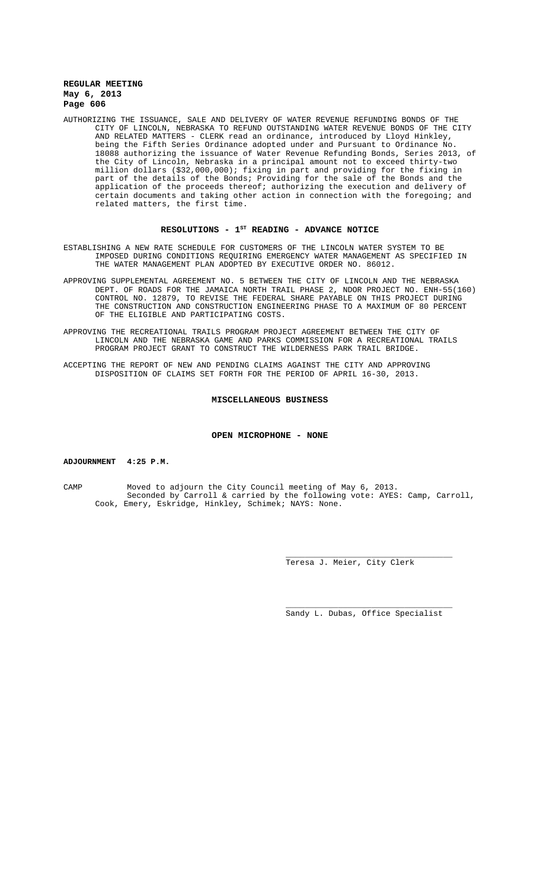AUTHORIZING THE ISSUANCE, SALE AND DELIVERY OF WATER REVENUE REFUNDING BONDS OF THE CITY OF LINCOLN, NEBRASKA TO REFUND OUTSTANDING WATER REVENUE BONDS OF THE CITY AND RELATED MATTERS - CLERK read an ordinance, introduced by Lloyd Hinkley, being the Fifth Series Ordinance adopted under and Pursuant to Ordinance No. 18088 authorizing the issuance of Water Revenue Refunding Bonds, Series 2013, of the City of Lincoln, Nebraska in a principal amount not to exceed thirty-two million dollars ($32,000,000); fixing in part and providing for the fixing in part of the details of the Bonds; Providing for the sale of the Bonds and the application of the proceeds thereof; authorizing the execution and delivery of certain documents and taking other action in connection with the foregoing; and related matters, the first time.

## RESOLUTIONS - 1ST READING - ADVANCE NOTICE

ESTABLISHING A NEW RATE SCHEDULE FOR CUSTOMERS OF THE LINCOLN WATER SYSTEM TO BE IMPOSED DURING CONDITIONS REQUIRING EMERGENCY WATER MANAGEMENT AS SPECIFIED IN THE WATER MANAGEMENT PLAN ADOPTED BY EXECUTIVE ORDER NO. 86012.

APPROVING SUPPLEMENTAL AGREEMENT NO. 5 BETWEEN THE CITY OF LINCOLN AND THE NEBRASKA DEPT. OF ROADS FOR THE JAMAICA NORTH TRAIL PHASE 2, NDOR PROJECT NO. ENH-55(160) CONTROL NO. 12879, TO REVISE THE FEDERAL SHARE PAYABLE ON THIS PROJECT DURING THE CONSTRUCTION AND CONSTRUCTION ENGINEERING PHASE TO A MAXIMUM OF 80 PERCENT OF THE ELIGIBLE AND PARTICIPATING COSTS.

APPROVING THE RECREATIONAL TRAILS PROGRAM PROJECT AGREEMENT BETWEEN THE CITY OF LINCOLN AND THE NEBRASKA GAME AND PARKS COMMISSION FOR A RECREATIONAL TRAILS PROGRAM PROJECT GRANT TO CONSTRUCT THE WILDERNESS PARK TRAIL BRIDGE.

ACCEPTING THE REPORT OF NEW AND PENDING CLAIMS AGAINST THE CITY AND APPROVING DISPOSITION OF CLAIMS SET FORTH FOR THE PERIOD OF APRIL 16-30, 2013.

## MISCELLANEOUS BUSINESS

## OPEN MICROPHONE - NONE

**ADJOURNMENT 4:25 P.M.**

CAMP Moved to adjourn the City Council meeting of May 6, 2013.
Seconded by Carroll & carried by the following vote: AYES: Camp, Carroll, Cook, Emery, Eskridge, Hinkley, Schimek; NAYS: None.

\_\_\_\_\_\_\_\_\_\_\_\_\_\_\_\_\_\_\_\_\_\_\_\_\_\_\_\_\_\_\_\_\_\_\_
Teresa J. Meier, City Clerk

\_\_\_\_\_\_\_\_\_\_\_\_\_\_\_\_\_\_\_\_\_\_\_\_\_\_\_\_\_\_\_\_\_\_\_
Sandy L. Dubas, Office Specialist